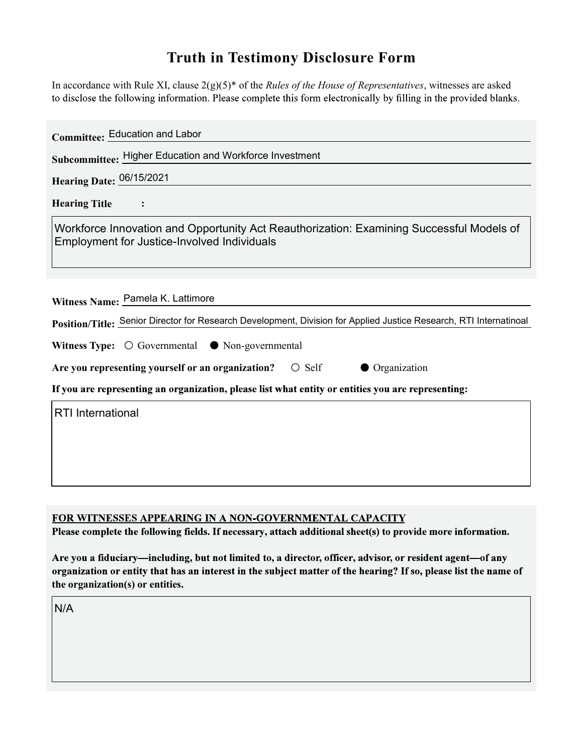# Truth in Testimony Disclosure Form

In accordance with Rule XI, clause 2(g)(5)* of the *Rules of the House of Representatives*, witnesses are asked to disclose the following information. Please complete this form electronically by filling in the provided blanks.

**Committee:** Education and Labor

**Subcommittee:** Higher Education and Workforce Investment

**Hearing Date:** 06/15/2021

**Hearing Title:**

Workforce Innovation and Opportunity Act Reauthorization: Examining Successful Models of Employment for Justice-Involved Individuals

**Witness Name:** Pamela K. Lattimore

**Position/Title:** Senior Director for Research Development, Division for Applied Justice Research, RTI Internatinoal

**Witness Type:** ○ Governmental ● Non-governmental

**Are you representing yourself or an organization?** ○ Self ● Organization

**If you are representing an organization, please list what entity or entities you are representing:**

RTI International

**FOR WITNESSES APPEARING IN A NON-GOVERNMENTAL CAPACITY**

**Please complete the following fields. If necessary, attach additional sheet(s) to provide more information.**

**Are you a fiduciary—including, but not limited to, a director, officer, advisor, or resident agent—of any organization or entity that has an interest in the subject matter of the hearing? If so, please list the name of the organization(s) or entities.**

N/A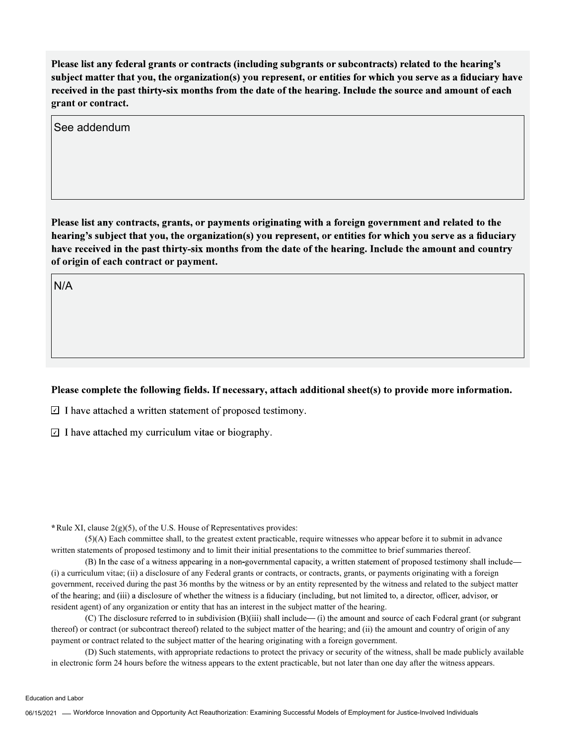**Please list any federal grants or contracts (including subgrants or subcontracts) related to the hearing's subject matter that you, the organization(s) you represent, or entities for which you serve as a fiduciary have received in the past thirty-six months from the date of the hearing. Include the source and amount of each grant or contract.**

See addendum

**Please list any contracts, grants, or payments originating with a foreign government and related to the hearing's subject that you, the organization(s) you represent, or entities for which you serve as a fiduciary have received in the past thirty-six months from the date of the hearing. Include the amount and country of origin of each contract or payment.**

N/A

**Please complete the following fields. If necessary, attach additional sheet(s) to provide more information.**

- ☑ I have attached a written statement of proposed testimony.
- ☑ I have attached my curriculum vitae or biography.

*Rule XI, clause 2(g)(5), of the U.S. House of Representatives provides:

(5)(A) Each committee shall, to the greatest extent practicable, require witnesses who appear before it to submit in advance written statements of proposed testimony and to limit their initial presentations to the committee to brief summaries thereof.

(B) In the case of a witness appearing in a non-governmental capacity, a written statement of proposed testimony shall include— (i) a curriculum vitae; (ii) a disclosure of any Federal grants or contracts, or contracts, grants, or payments originating with a foreign government, received during the past 36 months by the witness or by an entity represented by the witness and related to the subject matter of the hearing; and (iii) a disclosure of whether the witness is a fiduciary (including, but not limited to, a director, officer, advisor, or resident agent) of any organization or entity that has an interest in the subject matter of the hearing.

(C) The disclosure referred to in subdivision (B)(iii) shall include— (i) the amount and source of each Federal grant (or subgrant thereof) or contract (or subcontract thereof) related to the subject matter of the hearing; and (ii) the amount and country of origin of any payment or contract related to the subject matter of the hearing originating with a foreign government.

(D) Such statements, with appropriate redactions to protect the privacy or security of the witness, shall be made publicly available in electronic form 24 hours before the witness appears to the extent practicable, but not later than one day after the witness appears.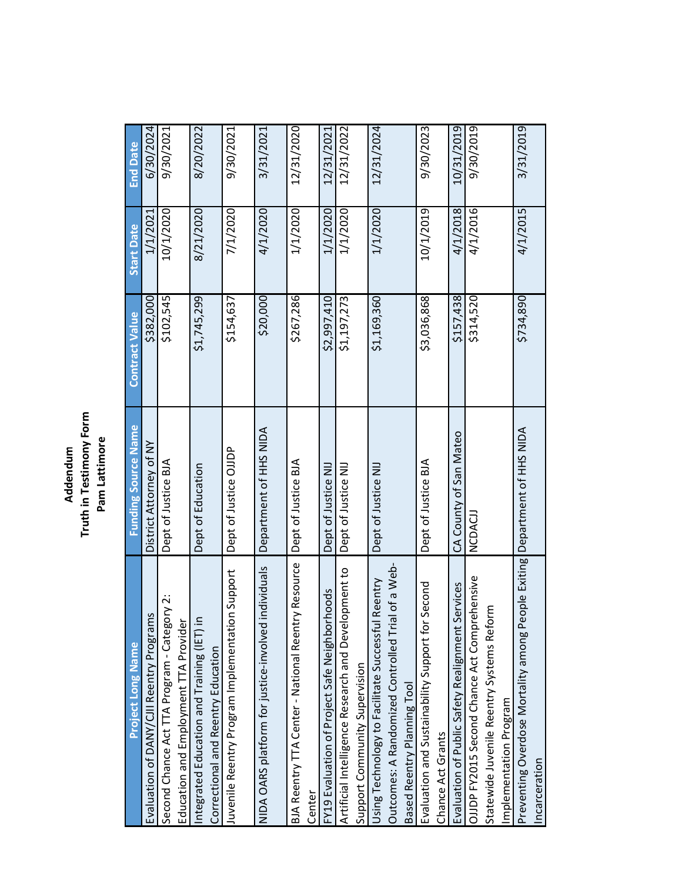**Addendum**
**Truth in Testimony Form**
**Pam Lattimore**

| Project Long Name | Funding Source Name | Contract Value | Start Date | End Date |
|---|---|---|---|---|
| Evaluation of DANY/CJII Reentry Programs | District Attorney of NY | $382,000 | 1/1/2021 | 6/30/2024 |
| Second Chance Act TTA Program - Category 2: Education and Employment TTA Provider | Dept of Justice BJA | $102,545 | 10/1/2020 | 9/30/2021 |
| Integrated Education and Training (IET) in Correctional and Reentry Education | Dept of Education | $1,745,299 | 8/21/2020 | 8/20/2022 |
| Juvenile Reentry Program Implementation Support | Dept of Justice OJJDP | $154,637 | 7/1/2020 | 9/30/2021 |
| NIDA OARS platform for justice-involved individuals | Department of HHS NIDA | $20,000 | 4/1/2020 | 3/31/2021 |
| BJA Reentry TTA Center - National Reentry Resource Center | Dept of Justice BJA | $267,286 | 1/1/2020 | 12/31/2020 |
| FY19 Evaluation of Project Safe Neighborhoods | Dept of Justice NIJ | $2,997,410 | 1/1/2020 | 12/31/2021 |
| Artificial Intelligence Research and Development to Support Community Supervision | Dept of Justice NIJ | $1,197,273 | 1/1/2020 | 12/31/2022 |
| Using Technology to Facilitate Successful Reentry Outcomes: A Randomized Controlled Trial of a Web-Based Reentry Planning Tool | Dept of Justice NIJ | $1,169,360 | 1/1/2020 | 12/31/2024 |
| Evaluation and Sustainability Support for Second Chance Act Grants | Dept of Justice BJA | $3,036,868 | 10/1/2019 | 9/30/2023 |
| Evaluation of Public Safety Realignment Services | CA County of San Mateo | $157,438 | 4/1/2018 | 10/31/2019 |
| OJJDP FY2015 Second Chance Act Comprehensive Statewide Juvenile Reentry Systems Reform Implementation Program | NCDACJJ | $314,520 | 4/1/2016 | 9/30/2019 |
| Preventing Overdose Mortality among People Exiting Incarceration | Department of HHS NIDA | $734,890 | 4/1/2015 | 3/31/2019 |